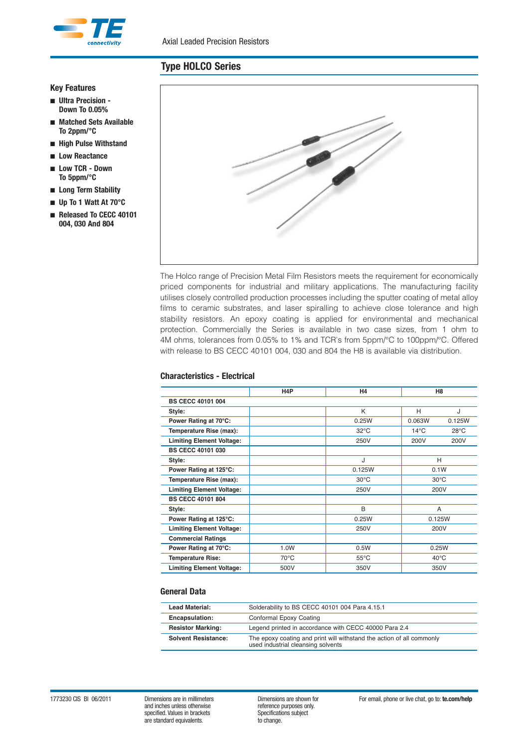Axial Leaded Precision Resistors

## Type HOLCO Series

### Key Features

- **Ultra Precision - Down To 0.05%**
- **Matched Sets Available To 2ppm/°C**
- **High Pulse Withstand**
- **Low Reactance**
- **Low TCR - Down To 5ppm/°C**
- **Long Term Stability**
- **Up To 1 Watt At 70°C**
- **Released To CECC 40101 004, 030 And 804**

The Holco range of Precision Metal Film Resistors meets the requirement for economically priced components for industrial and military applications. The manufacturing facility utilises closely controlled production processes including the sputter coating of metal alloy films to ceramic substrates, and laser spiralling to achieve close tolerance and high stability resistors. An epoxy coating is applied for environmental and mechanical protection. Commercially the Series is available in two case sizes, from 1 ohm to 4M ohms, tolerances from 0.05% to 1% and TCR's from 5ppm/°C to 100ppm/°C. Offered with release to BS CECC 40101 004, 030 and 804 the H8 is available via distribution.

### Characteristics - Electrical

| | H4P | H4 | H8 | |
|---|---|---|---|---|
| **BS CECC 40101 004** | | | | |
| **Style:** | | K | H | J |
| **Power Rating at 70°C:** | | 0.25W | 0.063W | 0.125W |
| **Temperature Rise (max):** | | 32°C | 14°C | 28°C |
| **Limiting Element Voltage:** | | 250V | 200V | 200V |
| **BS CECC 40101 030** | | | | |
| **Style:** | | J | H | |
| **Power Rating at 125°C:** | | 0.125W | 0.1W | |
| **Temperature Rise (max):** | | 30°C | 30°C | |
| **Limiting Element Voltage:** | | 250V | 200V | |
| **BS CECC 40101 804** | | | | |
| **Style:** | | B | A | |
| **Power Rating at 125°C:** | | 0.25W | 0.125W | |
| **Limiting Element Voltage:** | | 250V | 200V | |
| **Commercial Ratings** | | | | |
| **Power Rating at 70°C:** | 1.0W | 0.5W | 0.25W | |
| **Temperature Rise:** | 70°C | 55°C | 40°C | |
| **Limiting Element Voltage:** | 500V | 350V | 350V | |

### General Data

| | |
|---|---|
| **Lead Material:** | Solderability to BS CECC 40101 004 Para 4.15.1 |
| **Encapsulation:** | Conformal Epoxy Coating |
| **Resistor Marking:** | Legend printed in accordance with CECC 40000 Para 2.4 |
| **Solvent Resistance:** | The epoxy coating and print will withstand the action of all commonly used industrial cleansing solvents |

1773230 CIS BI 06/2011

Dimensions are in millimeters and inches unless otherwise specified. Values in brackets are standard equivalents.

Dimensions are shown for reference purposes only. Specifications subject to change.

For email, phone or live chat, go to: **te.com/help**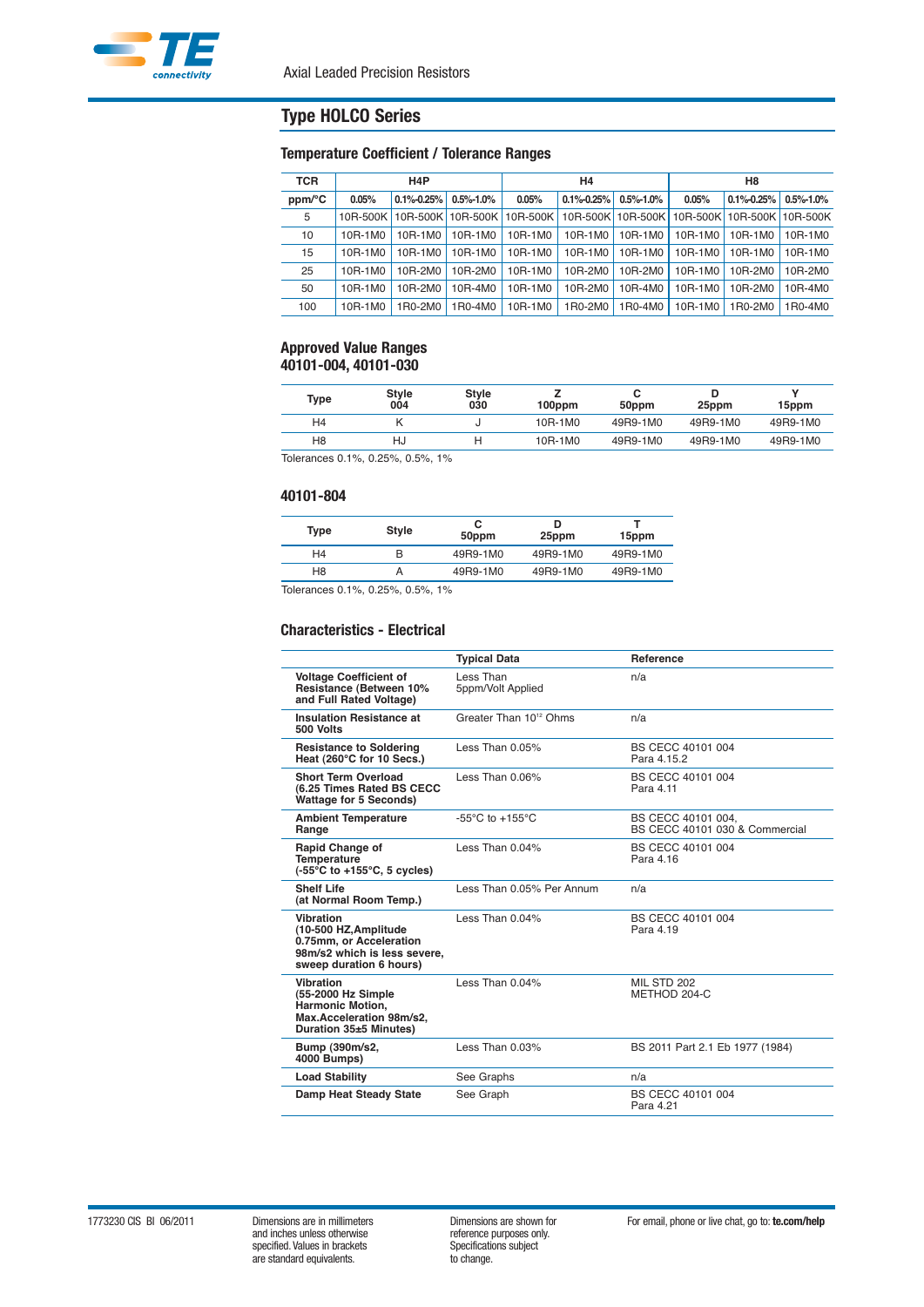## Type HOLCO Series

### Temperature Coefficient / Tolerance Ranges

| TCR | H4P | | | H4 | | | H8 | | |
|---|---|---|---|---|---|---|---|---|---|
| ppm/°C | 0.05% | 0.1%-0.25% | 0.5%-1.0% | 0.05% | 0.1%-0.25% | 0.5%-1.0% | 0.05% | 0.1%-0.25% | 0.5%-1.0% |
| 5 | 10R-500K | 10R-500K | 10R-500K | 10R-500K | 10R-500K | 10R-500K | 10R-500K | 10R-500K | 10R-500K |
| 10 | 10R-1M0 | 10R-1M0 | 10R-1M0 | 10R-1M0 | 10R-1M0 | 10R-1M0 | 10R-1M0 | 10R-1M0 | 10R-1M0 |
| 15 | 10R-1M0 | 10R-1M0 | 10R-1M0 | 10R-1M0 | 10R-1M0 | 10R-1M0 | 10R-1M0 | 10R-1M0 | 10R-1M0 |
| 25 | 10R-1M0 | 10R-2M0 | 10R-2M0 | 10R-1M0 | 10R-2M0 | 10R-2M0 | 10R-1M0 | 10R-2M0 | 10R-2M0 |
| 50 | 10R-1M0 | 10R-2M0 | 10R-4M0 | 10R-1M0 | 10R-2M0 | 10R-4M0 | 10R-1M0 | 10R-2M0 | 10R-4M0 |
| 100 | 10R-1M0 | 1R0-2M0 | 1R0-4M0 | 10R-1M0 | 1R0-2M0 | 1R0-4M0 | 10R-1M0 | 1R0-2M0 | 1R0-4M0 |

### Approved Value Ranges
### 40101-004, 40101-030

| Type | Style 004 | Style 030 | Z 100ppm | C 50ppm | D 25ppm | Y 15ppm |
|---|---|---|---|---|---|---|
| H4 | K | J | 10R-1M0 | 49R9-1M0 | 49R9-1M0 | 49R9-1M0 |
| H8 | HJ | H | 10R-1M0 | 49R9-1M0 | 49R9-1M0 | 49R9-1M0 |

Tolerances 0.1%, 0.25%, 0.5%, 1%

### 40101-804

| Type | Style | C 50ppm | D 25ppm | T 15ppm |
|---|---|---|---|---|
| H4 | B | 49R9-1M0 | 49R9-1M0 | 49R9-1M0 |
| H8 | A | 49R9-1M0 | 49R9-1M0 | 49R9-1M0 |

Tolerances 0.1%, 0.25%, 0.5%, 1%

### Characteristics - Electrical

| | Typical Data | Reference |
|---|---|---|
| **Voltage Coefficient of Resistance (Between 10% and Full Rated Voltage)** | Less Than 5ppm/Volt Applied | n/a |
| **Insulation Resistance at 500 Volts** | Greater Than $10^{12}$ Ohms | n/a |
| **Resistance to Soldering Heat (260°C for 10 Secs.)** | Less Than 0.05% | BS CECC 40101 004 Para 4.15.2 |
| **Short Term Overload (6.25 Times Rated BS CECC Wattage for 5 Seconds)** | Less Than 0.06% | BS CECC 40101 004 Para 4.11 |
| **Ambient Temperature Range** | -55°C to +155°C | BS CECC 40101 004, BS CECC 40101 030 & Commercial |
| **Rapid Change of Temperature (-55°C to +155°C, 5 cycles)** | Less Than 0.04% | BS CECC 40101 004 Para 4.16 |
| **Shelf Life (at Normal Room Temp.)** | Less Than 0.05% Per Annum | n/a |
| **Vibration (10-500 HZ,Amplitude 0.75mm, or Acceleration 98m/s2 which is less severe, sweep duration 6 hours)** | Less Than 0.04% | BS CECC 40101 004 Para 4.19 |
| **Vibration (55-2000 Hz Simple Harmonic Motion, Max.Acceleration 98m/s2, Duration 35±5 Minutes)** | Less Than 0.04% | MIL STD 202 METHOD 204-C |
| **Bump (390m/s2, 4000 Bumps)** | Less Than 0.03% | BS 2011 Part 2.1 Eb 1977 (1984) |
| **Load Stability** | See Graphs | n/a |
| **Damp Heat Steady State** | See Graph | BS CECC 40101 004 Para 4.21 |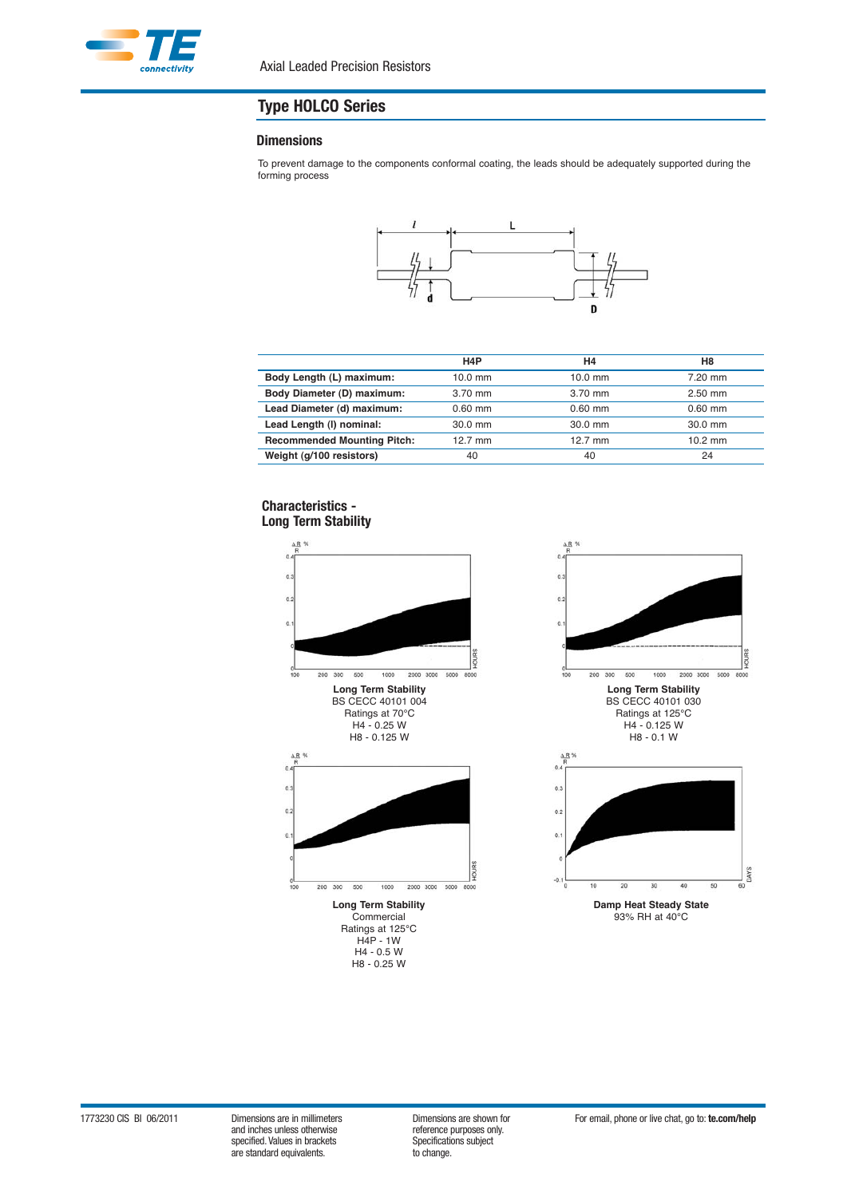# Type HOLCO Series

## Dimensions

To prevent damage to the components conformal coating, the leads should be adequately supported during the forming process

| | H4P | H4 | H8 |
|---|---|---|---|
| **Body Length (L) maximum:** | 10.0 mm | 10.0 mm | 7.20 mm |
| **Body Diameter (D) maximum:** | 3.70 mm | 3.70 mm | 2.50 mm |
| **Lead Diameter (d) maximum:** | 0.60 mm | 0.60 mm | 0.60 mm |
| **Lead Length (l) nominal:** | 30.0 mm | 30.0 mm | 30.0 mm |
| **Recommended Mounting Pitch:** | 12.7 mm | 12.7 mm | 10.2 mm |
| **Weight (g/100 resistors)** | 40 | 40 | 24 |

## Characteristics - Long Term Stability

**Long Term Stability**
BS CECC 40101 004
Ratings at 70°C
H4 - 0.25 W
H8 - 0.125 W

**Long Term Stability**
BS CECC 40101 030
Ratings at 125°C
H4 - 0.125 W
H8 - 0.1 W

**Long Term Stability**
Commercial
Ratings at 125°C
H4P - 1W
H4 - 0.5 W
H8 - 0.25 W

**Damp Heat Steady State**
93% RH at 40°C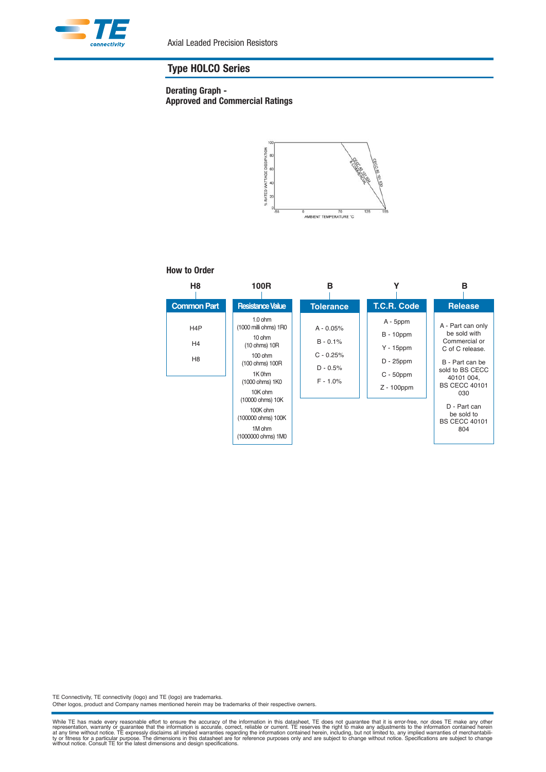## Type HOLCO Series

### Derating Graph - Approved and Commercial Ratings

% RATED WATTAGE DISSIPATION

100, 80, 60, 40, 20, 0

-55, 0, 70, 125, 155

AMBIENT TEMPERATURE °C

CECC 40 101 004 & COMMERCIAL

CECC 40 101 030

### How to Order

| H8 | 100R | B | Y | B |
|---|---|---|---|---|
| **Common Part** | **Resistance Value** | **Tolerance** | **T.C.R. Code** | **Release** |
| H4P<br>H4<br>H8 | 1.0 ohm (1000 milli ohms) 1R0<br>10 ohm (10 ohms) 10R<br>100 ohm (100 ohms) 100R<br>1K 0hm (1000 ohms) 1K0<br>10K ohm (10000 ohms) 10K<br>100K ohm (100000 ohms) 100K<br>1M ohm (1000000 ohms) 1M0 | A - 0.05%<br>B - 0.1%<br>C - 0.25%<br>D - 0.5%<br>F - 1.0% | A - 5ppm<br>B - 10ppm<br>Y - 15ppm<br>D - 25ppm<br>C - 50ppm<br>Z - 100ppm | A - Part can only be sold with Commercial or C of C release.<br>B - Part can be sold to BS CECC 40101 004, BS CECC 40101 030<br>D - Part can be sold to BS CECC 40101 804 |

TE Connectivity, TE connectivity (logo) and TE (logo) are trademarks.
Other logos, product and Company names mentioned herein may be trademarks of their respective owners.

While TE has made every reasonable effort to ensure the accuracy of the information in this datasheet, TE does not guarantee that it is error-free, nor does TE make any other representation, warranty or guarantee that the information is accurate, correct, reliable or current. TE reserves the right to make any adjustments to the information contained herein at any time without notice. TE expressly disclaims all implied warranties regarding the information contained herein, including, but not limited to, any implied warranties of merchantability or fitness for a particular purpose. The dimensions in this datasheet are for reference purposes only and are subject to change without notice. Specifications are subject to change without notice. Consult TE for the latest dimensions and design specifications.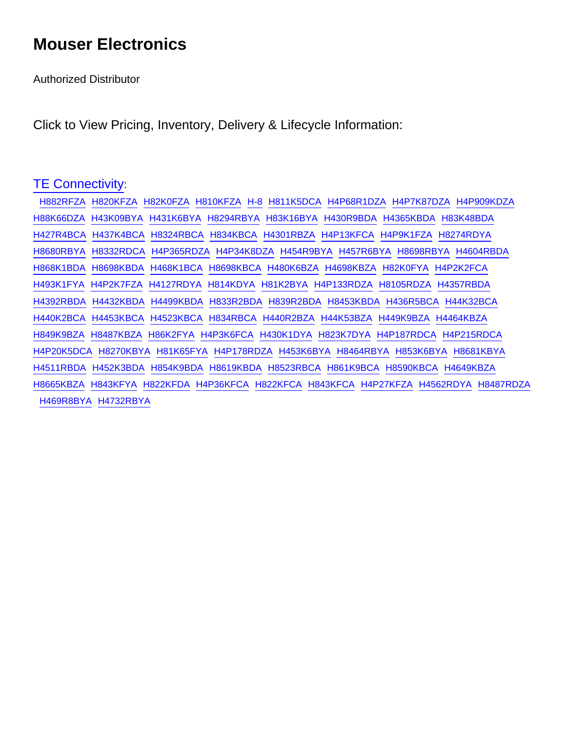# Mouser Electronics

Authorized Distributor

Click to View Pricing, Inventory, Delivery & Lifecycle Information:

TE Connectivity:

H882RFZA H820KFZA H82K0FZA H810KFZA H-8 H811K5DCA H4P68R1DZA H4P7K87DZA H4P909KDZA H88K66DZA H43K09BYA H431K6BYA H8294RBYA H83K16BYA H430R9BDA H4365KBDA H83K48BDA H427R4BCA H437K4BCA H8324RBCA H834KBCA H4301RBZA H4P13KFCA H4P9K1FZA H8274RDYA H8680RBYA H8332RDCA H4P365RDZA H4P34K8DZA H454R9BYA H457R6BYA H8698RBYA H4604RBDA H868K1BDA H8698KBDA H468K1BCA H8698KBCA H480K6BZA H4698KBZA H82K0FYA H4P2K2FCA H493K1FYA H4P2K7FZA H4127RDYA H814KDYA H81K2BYA H4P133RDZA H8105RDZA H4357RBDA H4392RBDA H4432KBDA H4499KBDA H833R2BDA H839R2BDA H8453KBDA H436R5BCA H44K32BCA H440K2BCA H4453KBCA H4523KBCA H834RBCA H440R2BZA H44K53BZA H449K9BZA H4464KBZA H849K9BZA H8487KBZA H86K2FYA H4P3K6FCA H430K1DYA H823K7DYA H4P187RDCA H4P215RDCA H4P20K5DCA H8270KBYA H81K65FYA H4P178RDZA H453K6BYA H8464RBYA H853K6BYA H8681KBYA H4511RBDA H452K3BDA H854K9BDA H8619KBDA H8523RBCA H861K9BCA H8590KBCA H4649KBZA H8665KBZA H843KFYA H822KFDA H4P36KFCA H822KFCA H843KFCA H4P27KFZA H4562RDYA H8487RDZA H469R8BYA H4732RBYA